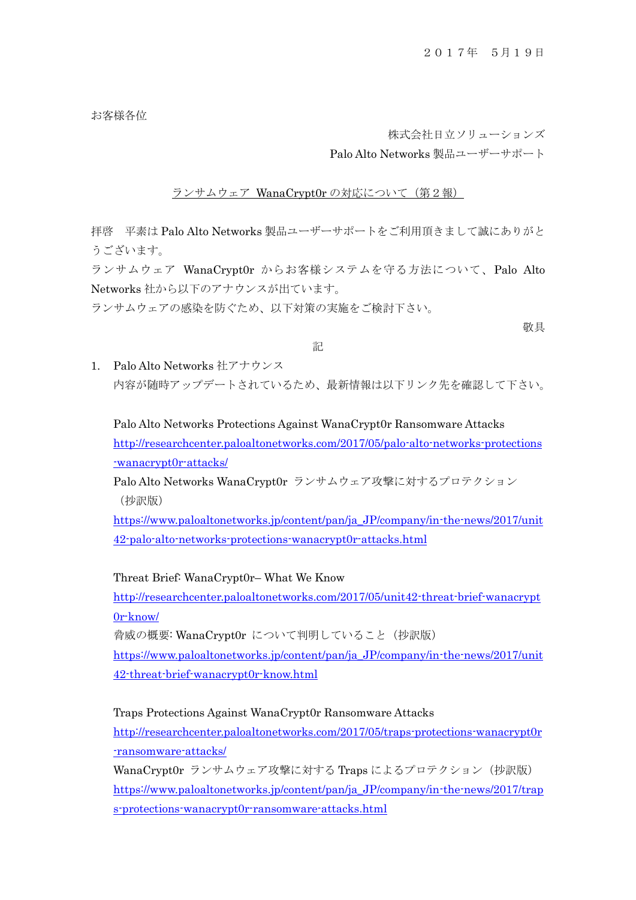２０１７年　５月１９日

お客様各位

株式会社日立ソリューションズ
Palo Alto Networks 製品ユーザーサポート

ランサムウェア WanaCrypt0r の対応について（第２報）

拝啓　平素は Palo Alto Networks 製品ユーザーサポートをご利用頂きまして誠にありがとうございます。
ランサムウェア WanaCrypt0r からお客様システムを守る方法について、Palo Alto Networks 社から以下のアナウンスが出ています。
ランサムウェアの感染を防ぐため、以下対策の実施をご検討下さい。

敬具

記

1. Palo Alto Networks 社アナウンス
   内容が随時アップデートされているため、最新情報は以下リンク先を確認して下さい。

   Palo Alto Networks Protections Against WanaCrypt0r Ransomware Attacks
   http://researchcenter.paloaltonetworks.com/2017/05/palo-alto-networks-protections-wanacrypt0r-attacks/
   Palo Alto Networks WanaCrypt0r ランサムウェア攻撃に対するプロテクション（抄訳版）
   https://www.paloaltonetworks.jp/content/pan/ja_JP/company/in-the-news/2017/unit42-palo-alto-networks-protections-wanacrypt0r-attacks.html

   Threat Brief: WanaCrypt0r– What We Know
   http://researchcenter.paloaltonetworks.com/2017/05/unit42-threat-brief-wanacrypt0r-know/
   脅威の概要: WanaCrypt0r について判明していること（抄訳版）
   https://www.paloaltonetworks.jp/content/pan/ja_JP/company/in-the-news/2017/unit42-threat-brief-wanacrypt0r-know.html

   Traps Protections Against WanaCrypt0r Ransomware Attacks
   http://researchcenter.paloaltonetworks.com/2017/05/traps-protections-wanacrypt0r-ransomware-attacks/
   WanaCrypt0r ランサムウェア攻撃に対する Traps によるプロテクション（抄訳版）
   https://www.paloaltonetworks.jp/content/pan/ja_JP/company/in-the-news/2017/traps-protections-wanacrypt0r-ransomware-attacks.html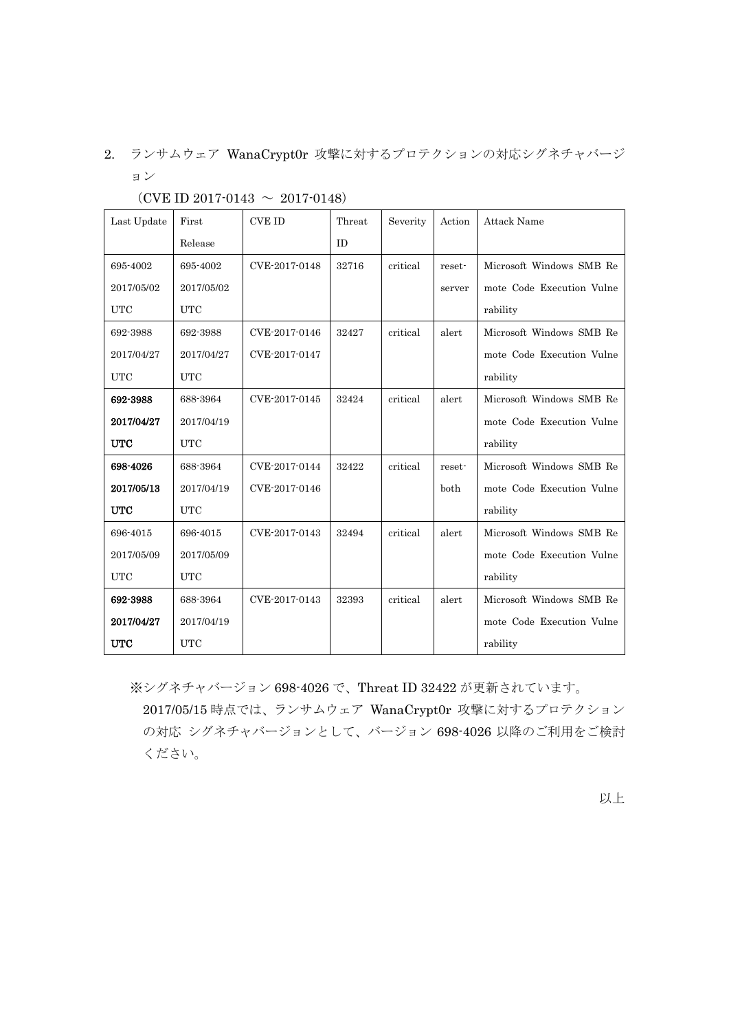2. ランサムウェア WanaCrypt0r 攻撃に対するプロテクションの対応シグネチャバージョン

（CVE ID 2017-0143 ～ 2017-0148）

| Last Update | First Release | CVE ID | Threat ID | Severity | Action | Attack Name |
|---|---|---|---|---|---|---|
| 695-4002 2017/05/02 UTC | 695-4002 2017/05/02 UTC | CVE-2017-0148 | 32716 | critical | reset-server | Microsoft Windows SMB Remote Code Execution Vulnerability |
| 692-3988 2017/04/27 UTC | 692-3988 2017/04/27 UTC | CVE-2017-0146 CVE-2017-0147 | 32427 | critical | alert | Microsoft Windows SMB Remote Code Execution Vulnerability |
| **692-3988 2017/04/27 UTC** | 688-3964 2017/04/19 UTC | CVE-2017-0145 | 32424 | critical | alert | Microsoft Windows SMB Remote Code Execution Vulnerability |
| **698-4026 2017/05/13 UTC** | 688-3964 2017/04/19 UTC | CVE-2017-0144 CVE-2017-0146 | 32422 | critical | reset-both | Microsoft Windows SMB Remote Code Execution Vulnerability |
| 696-4015 2017/05/09 UTC | 696-4015 2017/05/09 UTC | CVE-2017-0143 | 32494 | critical | alert | Microsoft Windows SMB Remote Code Execution Vulnerability |
| **692-3988 2017/04/27 UTC** | 688-3964 2017/04/19 UTC | CVE-2017-0143 | 32393 | critical | alert | Microsoft Windows SMB Remote Code Execution Vulnerability |

※シグネチャバージョン 698-4026 で、Threat ID 32422 が更新されています。
2017/05/15 時点では、ランサムウェア WanaCrypt0r 攻撃に対するプロテクションの対応 シグネチャバージョンとして、バージョン 698-4026 以降のご利用をご検討ください。

以上